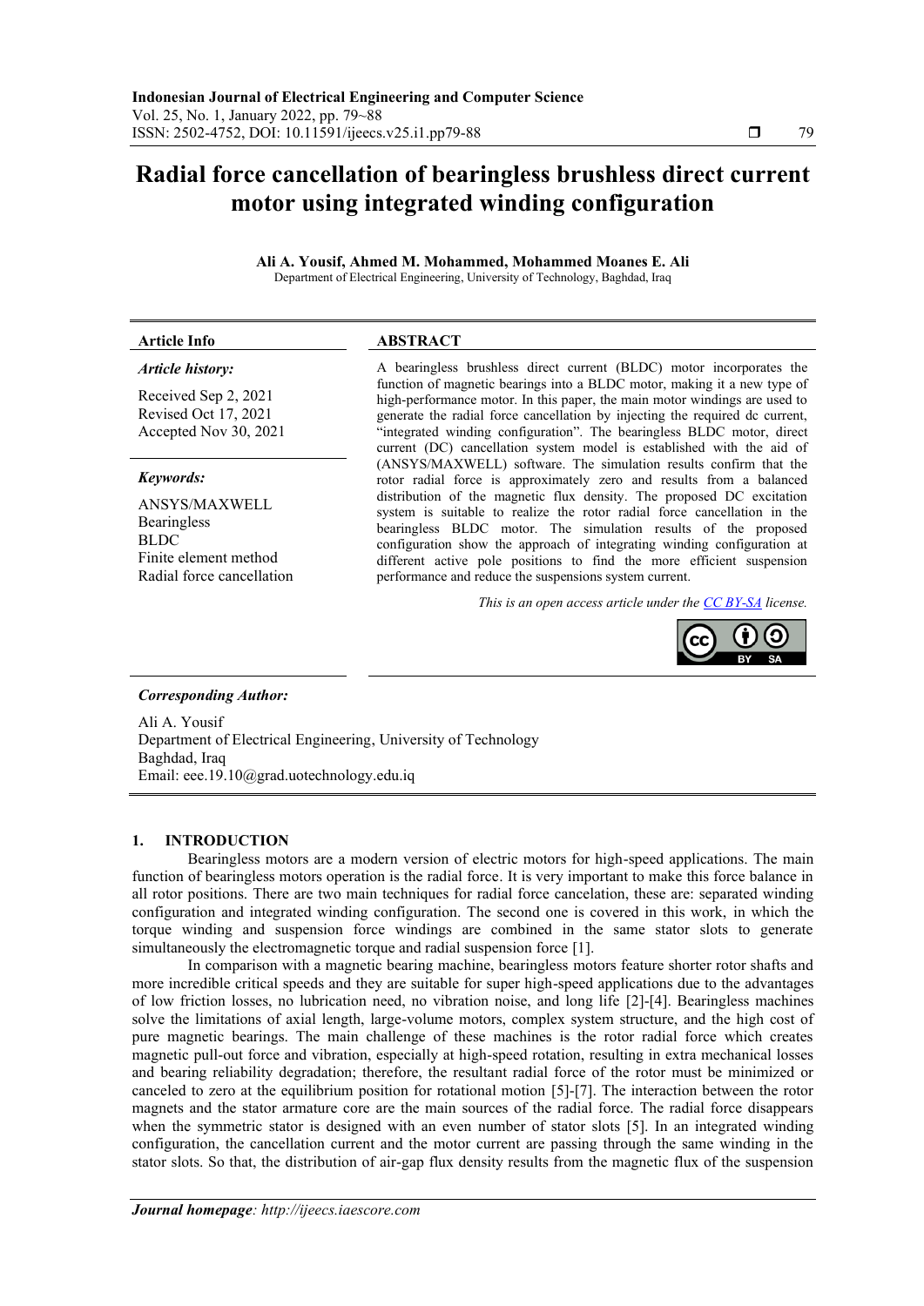# Radial force cancellation of bearingless brushless direct current motor using integrated winding configuration

**Ali A. Yousif, Ahmed M. Mohammed, Mohammed Moanes E. Ali**

Department of Electrical Engineering, University of Technology, Baghdad, Iraq

---

**Article Info**

*Article history:*

Received Sep 2, 2021
Revised Oct 17, 2021
Accepted Nov 30, 2021

*Keywords:*

ANSYS/MAXWELL
Bearingless
BLDC
Finite element method
Radial force cancellation

**ABSTRACT**

A bearingless brushless direct current (BLDC) motor incorporates the function of magnetic bearings into a BLDC motor, making it a new type of high-performance motor. In this paper, the main motor windings are used to generate the radial force cancellation by injecting the required dc current, "integrated winding configuration". The bearingless BLDC motor, direct current (DC) cancellation system model is established with the aid of (ANSYS/MAXWELL) software. The simulation results confirm that the rotor radial force is approximately zero and results from a balanced distribution of the magnetic flux density. The proposed DC excitation system is suitable to realize the rotor radial force cancellation in the bearingless BLDC motor. The simulation results of the proposed configuration show the approach of integrating winding configuration at different active pole positions to find the more efficient suspension performance and reduce the suspensions system current.

*This is an open access article under the CC BY-SA license.*

---

*Corresponding Author:*

Ali A. Yousif
Department of Electrical Engineering, University of Technology
Baghdad, Iraq
Email: eee.19.10@grad.uotechnology.edu.iq

---

## 1. INTRODUCTION

Bearingless motors are a modern version of electric motors for high-speed applications. The main function of bearingless motors operation is the radial force. It is very important to make this force balance in all rotor positions. There are two main techniques for radial force cancelation, these are: separated winding configuration and integrated winding configuration. The second one is covered in this work, in which the torque winding and suspension force windings are combined in the same stator slots to generate simultaneously the electromagnetic torque and radial suspension force [1].

In comparison with a magnetic bearing machine, bearingless motors feature shorter rotor shafts and more incredible critical speeds and they are suitable for super high-speed applications due to the advantages of low friction losses, no lubrication need, no vibration noise, and long life [2]-[4]. Bearingless machines solve the limitations of axial length, large-volume motors, complex system structure, and the high cost of pure magnetic bearings. The main challenge of these machines is the rotor radial force which creates magnetic pull-out force and vibration, especially at high-speed rotation, resulting in extra mechanical losses and bearing reliability degradation; therefore, the resultant radial force of the rotor must be minimized or canceled to zero at the equilibrium position for rotational motion [5]-[7]. The interaction between the rotor magnets and the stator armature core are the main sources of the radial force. The radial force disappears when the symmetric stator is designed with an even number of stator slots [5]. In an integrated winding configuration, the cancellation current and the motor current are passing through the same winding in the stator slots. So that, the distribution of air-gap flux density results from the magnetic flux of the suspension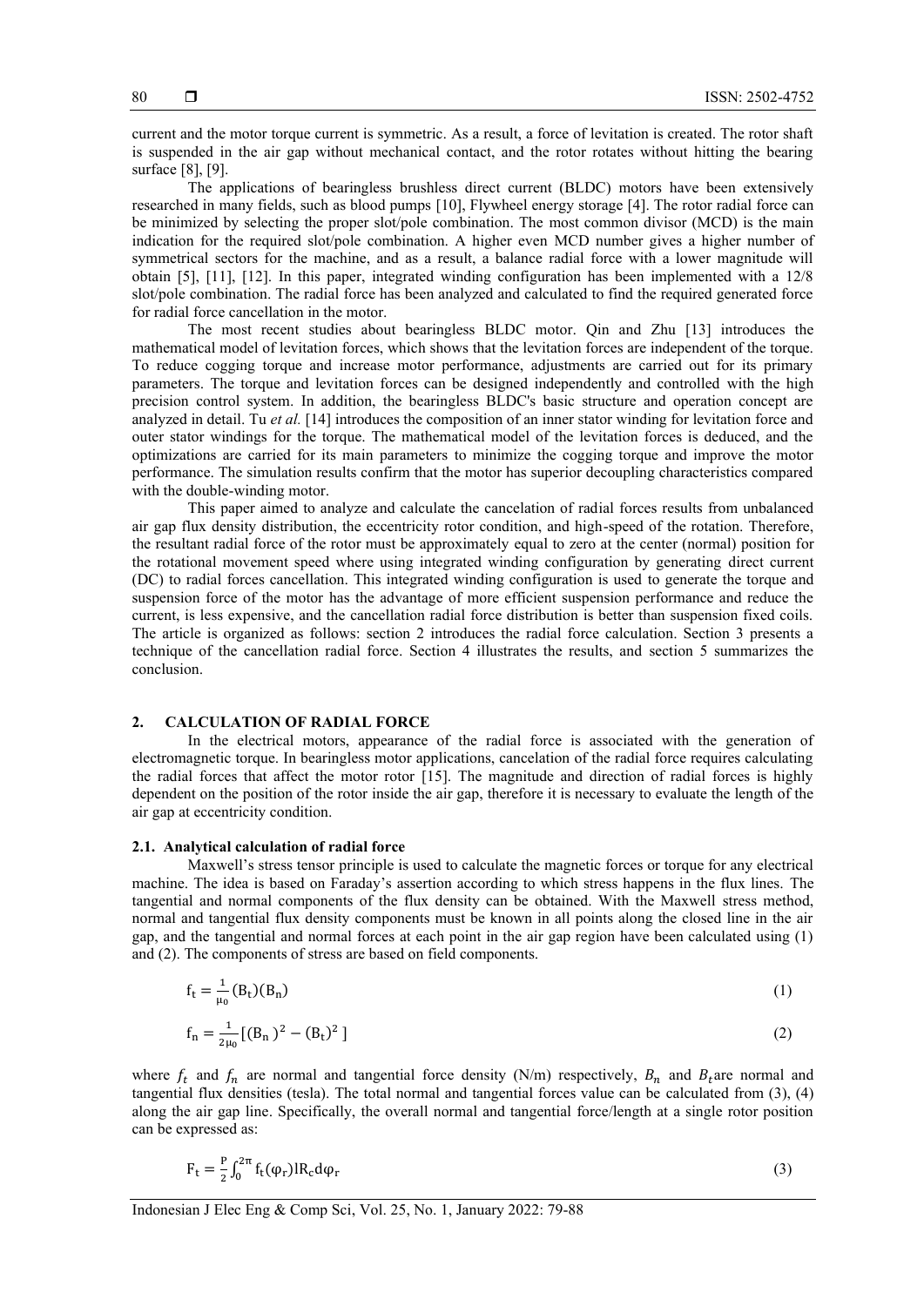current and the motor torque current is symmetric. As a result, a force of levitation is created. The rotor shaft is suspended in the air gap without mechanical contact, and the rotor rotates without hitting the bearing surface [8], [9].

The applications of bearingless brushless direct current (BLDC) motors have been extensively researched in many fields, such as blood pumps [10], Flywheel energy storage [4]. The rotor radial force can be minimized by selecting the proper slot/pole combination. The most common divisor (MCD) is the main indication for the required slot/pole combination. A higher even MCD number gives a higher number of symmetrical sectors for the machine, and as a result, a balance radial force with a lower magnitude will obtain [5], [11], [12]. In this paper, integrated winding configuration has been implemented with a 12/8 slot/pole combination. The radial force has been analyzed and calculated to find the required generated force for radial force cancellation in the motor.

The most recent studies about bearingless BLDC motor. Qin and Zhu [13] introduces the mathematical model of levitation forces, which shows that the levitation forces are independent of the torque. To reduce cogging torque and increase motor performance, adjustments are carried out for its primary parameters. The torque and levitation forces can be designed independently and controlled with the high precision control system. In addition, the bearingless BLDC's basic structure and operation concept are analyzed in detail. Tu *et al.* [14] introduces the composition of an inner stator winding for levitation force and outer stator windings for the torque. The mathematical model of the levitation forces is deduced, and the optimizations are carried for its main parameters to minimize the cogging torque and improve the motor performance. The simulation results confirm that the motor has superior decoupling characteristics compared with the double-winding motor.

This paper aimed to analyze and calculate the cancelation of radial forces results from unbalanced air gap flux density distribution, the eccentricity rotor condition, and high-speed of the rotation. Therefore, the resultant radial force of the rotor must be approximately equal to zero at the center (normal) position for the rotational movement speed where using integrated winding configuration by generating direct current (DC) to radial forces cancellation. This integrated winding configuration is used to generate the torque and suspension force of the motor has the advantage of more efficient suspension performance and reduce the current, is less expensive, and the cancellation radial force distribution is better than suspension fixed coils. The article is organized as follows: section 2 introduces the radial force calculation. Section 3 presents a technique of the cancellation radial force. Section 4 illustrates the results, and section 5 summarizes the conclusion.

## 2. CALCULATION OF RADIAL FORCE

In the electrical motors, appearance of the radial force is associated with the generation of electromagnetic torque. In bearingless motor applications, cancelation of the radial force requires calculating the radial forces that affect the motor rotor [15]. The magnitude and direction of radial forces is highly dependent on the position of the rotor inside the air gap, therefore it is necessary to evaluate the length of the air gap at eccentricity condition.

### 2.1. Analytical calculation of radial force

Maxwell's stress tensor principle is used to calculate the magnetic forces or torque for any electrical machine. The idea is based on Faraday's assertion according to which stress happens in the flux lines. The tangential and normal components of the flux density can be obtained. With the Maxwell stress method, normal and tangential flux density components must be known in all points along the closed line in the air gap, and the tangential and normal forces at each point in the air gap region have been calculated using (1) and (2). The components of stress are based on field components.

$$f_t = \frac{1}{\mu_0}(B_t)(B_n) \tag{1}$$

$$f_n = \frac{1}{2\mu_0}[(B_n)^2 - (B_t)^2] \tag{2}$$

where $f_t$ and $f_n$ are normal and tangential force density (N/m) respectively, $B_n$ and $B_t$ are normal and tangential flux densities (tesla). The total normal and tangential forces value can be calculated from (3), (4) along the air gap line. Specifically, the overall normal and tangential force/length at a single rotor position can be expressed as:

$$F_t = \frac{P}{2}\int_0^{2\pi} f_t(\varphi_r) l R_c d\varphi_r \tag{3}$$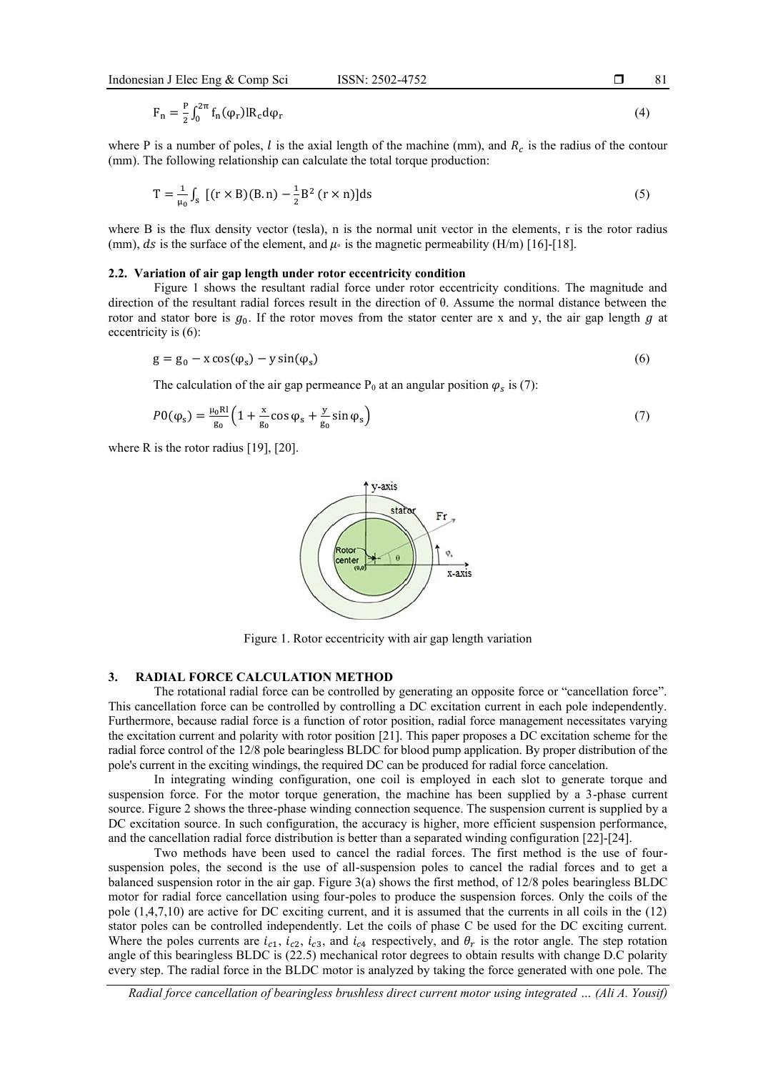$$F_n = \frac{P}{2}\int_0^{2\pi} f_n(\varphi_r) l R_c d\varphi_r \tag{4}$$

where P is a number of poles, $l$ is the axial length of the machine (mm), and $R_c$ is the radius of the contour (mm). The following relationship can calculate the total torque production:

$$T = \frac{1}{\mu_0}\int_s \left[(r \times B)(B.n) - \frac{1}{2}B^2 (r \times n)\right] ds \tag{5}$$

where B is the flux density vector (tesla), n is the normal unit vector in the elements, r is the rotor radius (mm), $ds$ is the surface of the element, and $\mu_\circ$ is the magnetic permeability (H/m) [16]-[18].

### 2.2. Variation of air gap length under rotor eccentricity condition

Figure 1 shows the resultant radial force under rotor eccentricity conditions. The magnitude and direction of the resultant radial forces result in the direction of θ. Assume the normal distance between the rotor and stator bore is $g_0$. If the rotor moves from the stator center are x and y, the air gap length $g$ at eccentricity is (6):

$$g = g_0 - x\cos(\varphi_s) - y\sin(\varphi_s) \tag{6}$$

The calculation of the air gap permeance $P_0$ at an angular position $\varphi_s$ is (7):

$$P0(\varphi_s) = \frac{\mu_0 R l}{g_0}\left(1 + \frac{x}{g_0}\cos\varphi_s + \frac{y}{g_0}\sin\varphi_s\right) \tag{7}$$

where R is the rotor radius [19], [20].

Figure 1. Rotor eccentricity with air gap length variation

## 3. RADIAL FORCE CALCULATION METHOD

The rotational radial force can be controlled by generating an opposite force or "cancellation force". This cancellation force can be controlled by controlling a DC excitation current in each pole independently. Furthermore, because radial force is a function of rotor position, radial force management necessitates varying the excitation current and polarity with rotor position [21]. This paper proposes a DC excitation scheme for the radial force control of the 12/8 pole bearingless BLDC for blood pump application. By proper distribution of the pole's current in the exciting windings, the required DC can be produced for radial force cancelation.

In integrating winding configuration, one coil is employed in each slot to generate torque and suspension force. For the motor torque generation, the machine has been supplied by a 3-phase current source. Figure 2 shows the three-phase winding connection sequence. The suspension current is supplied by a DC excitation source. In such configuration, the accuracy is higher, more efficient suspension performance, and the cancellation radial force distribution is better than a separated winding configuration [22]-[24].

Two methods have been used to cancel the radial forces. The first method is the use of four-suspension poles, the second is the use of all-suspension poles to cancel the radial forces and to get a balanced suspension rotor in the air gap. Figure 3(a) shows the first method, of 12/8 poles bearingless BLDC motor for radial force cancellation using four-poles to produce the suspension forces. Only the coils of the pole (1,4,7,10) are active for DC exciting current, and it is assumed that the currents in all coils in the (12) stator poles can be controlled independently. Let the coils of phase C be used for the DC exciting current. Where the poles currents are $i_{c1}$, $i_{c2}$, $i_{c3}$, and $i_{c4}$ respectively, and $\theta_r$ is the rotor angle. The step rotation angle of this bearingless BLDC is (22.5) mechanical rotor degrees to obtain results with change D.C polarity every step. The radial force in the BLDC motor is analyzed by taking the force generated with one pole. The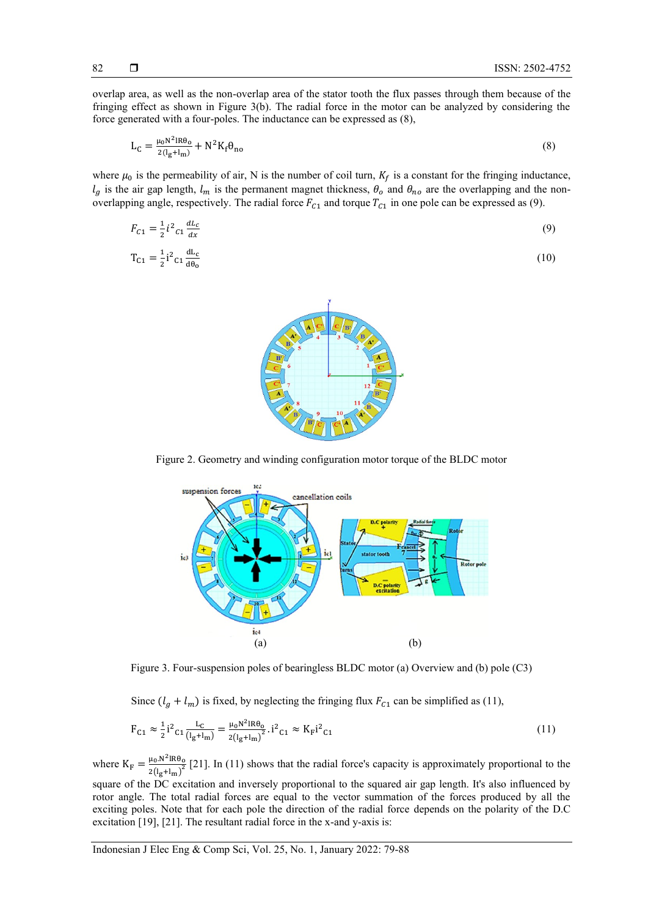overlap area, as well as the non-overlap area of the stator tooth the flux passes through them because of the fringing effect as shown in Figure 3(b). The radial force in the motor can be analyzed by considering the force generated with a four-poles. The inductance can be expressed as (8),

$$L_C = \frac{\mu_0 N^2 lR\theta_o}{2(l_g+l_m)} + N^2 K_f \theta_{no} \tag{8}$$

where $\mu_0$ is the permeability of air, N is the number of coil turn, $K_f$ is a constant for the fringing inductance, $l_g$ is the air gap length, $l_m$ is the permanent magnet thickness, $\theta_o$ and $\theta_{no}$ are the overlapping and the non-overlapping angle, respectively. The radial force $F_{C1}$ and torque $T_{C1}$ in one pole can be expressed as (9).

$$F_{C1} = \frac{1}{2} i^2{}_{C1} \frac{dL_c}{dx} \tag{9}$$

$$T_{C1} = \frac{1}{2} i^2{}_{C1} \frac{dL_c}{d\theta_o} \tag{10}$$

Figure 2. Geometry and winding configuration motor torque of the BLDC motor

Figure 3. Four-suspension poles of bearingless BLDC motor (a) Overview and (b) pole (C3)

Since $(l_g + l_m)$ is fixed, by neglecting the fringing flux $F_{C1}$ can be simplified as (11),

$$F_{C1} \approx \frac{1}{2} i^2{}_{C1} \frac{L_C}{(l_g+l_m)} = \frac{\mu_0 N^2 lR\theta_o}{2(l_g+l_m)^2} . i^2{}_{C1} \approx K_F i^2{}_{C1} \tag{11}$$

where $K_F = \frac{\mu_0 . N^2 lR\theta_o}{2(l_g+l_m)^2}$ [21]. In (11) shows that the radial force's capacity is approximately proportional to the square of the DC excitation and inversely proportional to the squared air gap length. It's also influenced by rotor angle. The total radial forces are equal to the vector summation of the forces produced by all the exciting poles. Note that for each pole the direction of the radial force depends on the polarity of the D.C excitation [19], [21]. The resultant radial force in the x-and y-axis is: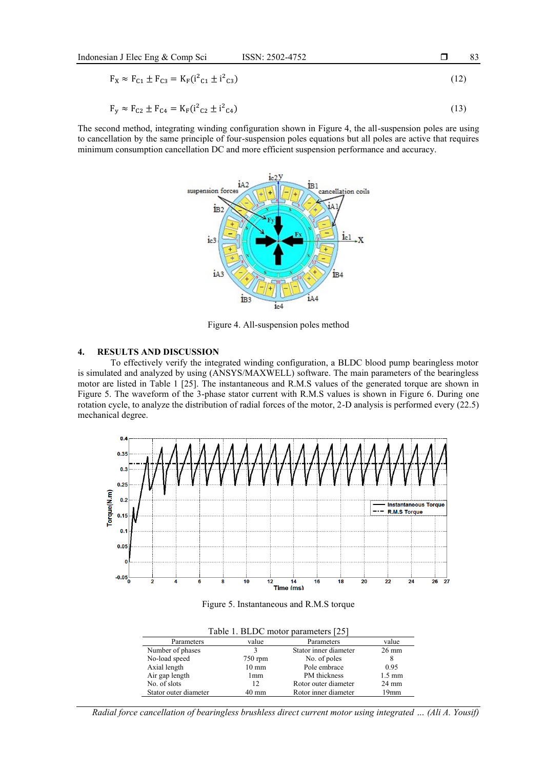$$F_X \approx F_{C1} \pm F_{C3} = K_F(i^2_{C1} \pm i^2_{C3}) \tag{12}$$

$$F_y \approx F_{C2} \pm F_{C4} = K_F(i^2_{C2} \pm i^2_{C4}) \tag{13}$$

The second method, integrating winding configuration shown in Figure 4, the all-suspension poles are using to cancellation by the same principle of four-suspension poles equations but all poles are active that requires minimum consumption cancellation DC and more efficient suspension performance and accuracy.

Figure 4. All-suspension poles method

## 4. RESULTS AND DISCUSSION

To effectively verify the integrated winding configuration, a BLDC blood pump bearingless motor is simulated and analyzed by using (ANSYS/MAXWELL) software. The main parameters of the bearingless motor are listed in Table 1 [25]. The instantaneous and R.M.S values of the generated torque are shown in Figure 5. The waveform of the 3-phase stator current with R.M.S values is shown in Figure 6. During one rotation cycle, to analyze the distribution of radial forces of the motor, 2-D analysis is performed every (22.5) mechanical degree.

Figure 5. Instantaneous and R.M.S torque

Table 1. BLDC motor parameters [25]

| Parameters | value | Parameters | value |
|---|---|---|---|
| Number of phases | 3 | Stator inner diameter | 26 mm |
| No-load speed | 750 rpm | No. of poles | 8 |
| Axial length | 10 mm | Pole embrace | 0.95 |
| Air gap length | 1mm | PM thickness | 1.5 mm |
| No. of slots | 12 | Rotor outer diameter | 24 mm |
| Stator outer diameter | 40 mm | Rotor inner diameter | 19mm |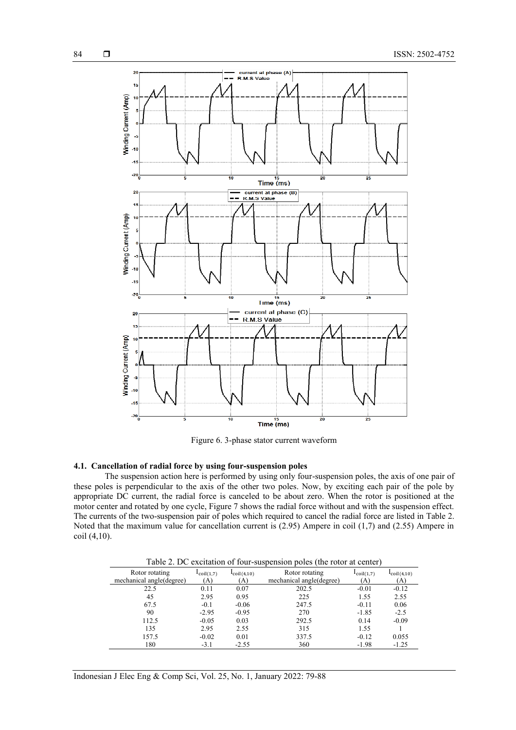Figure 6. 3-phase stator current waveform

### 4.1. Cancellation of radial force by using four-suspension poles

The suspension action here is performed by using only four-suspension poles, the axis of one pair of these poles is perpendicular to the axis of the other two poles. Now, by exciting each pair of the pole by appropriate DC current, the radial force is canceled to be about zero. When the rotor is positioned at the motor center and rotated by one cycle, Figure 7 shows the radial force without and with the suspension effect. The currents of the two-suspension pair of poles which required to cancel the radial force are listed in Table 2. Noted that the maximum value for cancellation current is (2.95) Ampere in coil (1,7) and (2.55) Ampere in coil (4,10).

Table 2. DC excitation of four-suspension poles (the rotor at center)

| Rotor rotating mechanical angle(degree) | $I_{coil(1,7)}$ (A) | $I_{coil(4,10)}$ (A) | Rotor rotating mechanical angle(degree) | $I_{coil(1,7)}$ (A) | $I_{coil(4,10)}$ (A) |
|---|---|---|---|---|---|
| 22.5 | 0.11 | 0.07 | 202.5 | -0.01 | -0.12 |
| 45 | 2.95 | 0.95 | 225 | 1.55 | 2.55 |
| 67.5 | -0.1 | -0.06 | 247.5 | -0.11 | 0.06 |
| 90 | -2.95 | -0.95 | 270 | -1.85 | -2.5 |
| 112.5 | -0.05 | 0.03 | 292.5 | 0.14 | -0.09 |
| 135 | 2.95 | 2.55 | 315 | 1.55 | 1 |
| 157.5 | -0.02 | 0.01 | 337.5 | -0.12 | 0.055 |
| 180 | -3.1 | -2.55 | 360 | -1.98 | -1.25 |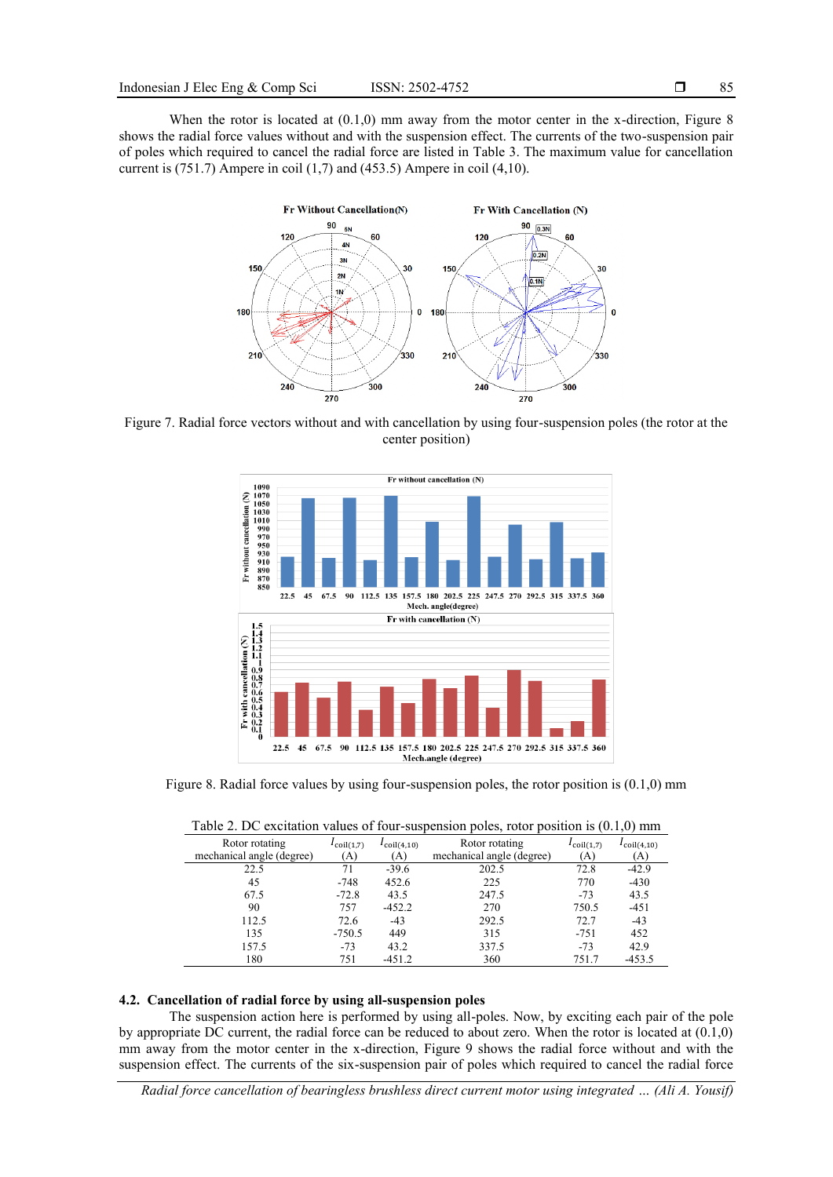When the rotor is located at (0.1,0) mm away from the motor center in the x-direction, Figure 8 shows the radial force values without and with the suspension effect. The currents of the two-suspension pair of poles which required to cancel the radial force are listed in Table 3. The maximum value for cancellation current is (751.7) Ampere in coil (1,7) and (453.5) Ampere in coil (4,10).

Figure 7. Radial force vectors without and with cancellation by using four-suspension poles (the rotor at the center position)

Figure 8. Radial force values by using four-suspension poles, the rotor position is (0.1,0) mm

Table 2. DC excitation values of four-suspension poles, rotor position is (0.1,0) mm

| Rotor rotating mechanical angle (degree) | $I_{coil(1,7)}$ (A) | $I_{coil(4,10)}$ (A) | Rotor rotating mechanical angle (degree) | $I_{coil(1,7)}$ (A) | $I_{coil(4,10)}$ (A) |
|---|---|---|---|---|---|
| 22.5 | 71 | -39.6 | 202.5 | 72.8 | -42.9 |
| 45 | -748 | 452.6 | 225 | 770 | -430 |
| 67.5 | -72.8 | 43.5 | 247.5 | -73 | 43.5 |
| 90 | 757 | -452.2 | 270 | 750.5 | -451 |
| 112.5 | 72.6 | -43 | 292.5 | 72.7 | -43 |
| 135 | -750.5 | 449 | 315 | -751 | 452 |
| 157.5 | -73 | 43.2 | 337.5 | -73 | 42.9 |
| 180 | 751 | -451.2 | 360 | 751.7 | -453.5 |

### 4.2. Cancellation of radial force by using all-suspension poles

The suspension action here is performed by using all-poles. Now, by exciting each pair of the pole by appropriate DC current, the radial force can be reduced to about zero. When the rotor is located at (0.1,0) mm away from the motor center in the x-direction, Figure 9 shows the radial force without and with the suspension effect. The currents of the six-suspension pair of poles which required to cancel the radial force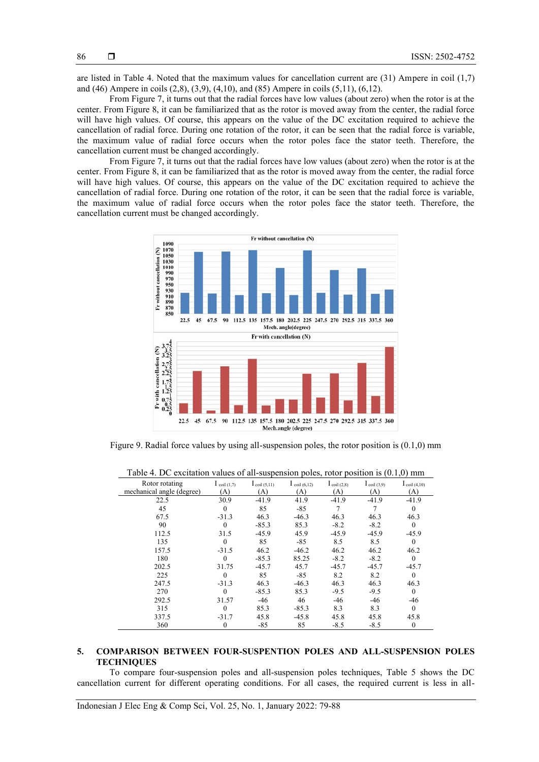are listed in Table 4. Noted that the maximum values for cancellation current are (31) Ampere in coil (1,7) and (46) Ampere in coils (2,8), (3,9), (4,10), and (85) Ampere in coils (5,11), (6,12).

From Figure 7, it turns out that the radial forces have low values (about zero) when the rotor is at the center. From Figure 8, it can be familiarized that as the rotor is moved away from the center, the radial force will have high values. Of course, this appears on the value of the DC excitation required to achieve the cancellation of radial force. During one rotation of the rotor, it can be seen that the radial force is variable, the maximum value of radial force occurs when the rotor poles face the stator teeth. Therefore, the cancellation current must be changed accordingly.

From Figure 7, it turns out that the radial forces have low values (about zero) when the rotor is at the center. From Figure 8, it can be familiarized that as the rotor is moved away from the center, the radial force will have high values. Of course, this appears on the value of the DC excitation required to achieve the cancellation of radial force. During one rotation of the rotor, it can be seen that the radial force is variable, the maximum value of radial force occurs when the rotor poles face the stator teeth. Therefore, the cancellation current must be changed accordingly.

Figure 9. Radial force values by using all-suspension poles, the rotor position is (0.1,0) mm

Table 4. DC excitation values of all-suspension poles, rotor position is (0.1,0) mm

| Rotor rotating mechanical angle (degree) | $I_{coil\ (1,7)}$ (A) | $I_{coil\ (5,11)}$ (A) | $I_{coil\ (6,12)}$ (A) | $I_{coil\ (2,8)}$ (A) | $I_{coil\ (3,9)}$ (A) | $I_{coil\ (4,10)}$ (A) |
|---|---|---|---|---|---|---|
| 22.5 | 30.9 | -41.9 | 41.9 | -41.9 | -41.9 | -41.9 |
| 45 | 0 | 85 | -85 | 7 | 7 | 0 |
| 67.5 | -31.3 | 46.3 | -46.3 | 46.3 | 46.3 | 46.3 |
| 90 | 0 | -85.3 | 85.3 | -8.2 | -8.2 | 0 |
| 112.5 | 31.5 | -45.9 | 45.9 | -45.9 | -45.9 | -45.9 |
| 135 | 0 | 85 | -85 | 8.5 | 8.5 | 0 |
| 157.5 | -31.5 | 46.2 | -46.2 | 46.2 | 46.2 | 46.2 |
| 180 | 0 | -85.3 | 85.25 | -8.2 | -8.2 | 0 |
| 202.5 | 31.75 | -45.7 | 45.7 | -45.7 | -45.7 | -45.7 |
| 225 | 0 | 85 | -85 | 8.2 | 8.2 | 0 |
| 247.5 | -31.3 | 46.3 | -46.3 | 46.3 | 46.3 | 46.3 |
| 270 | 0 | -85.3 | 85.3 | -9.5 | -9.5 | 0 |
| 292.5 | 31.57 | -46 | 46 | -46 | -46 | -46 |
| 315 | 0 | 85.3 | -85.3 | 8.3 | 8.3 | 0 |
| 337.5 | -31.7 | 45.8 | -45.8 | 45.8 | 45.8 | 45.8 |
| 360 | 0 | -85 | 85 | -8.5 | -8.5 | 0 |

## 5. COMPARISON BETWEEN FOUR-SUSPENTION POLES AND ALL-SUSPENSION POLES TECHNIQUES

To compare four-suspension poles and all-suspension poles techniques, Table 5 shows the DC cancellation current for different operating conditions. For all cases, the required current is less in all-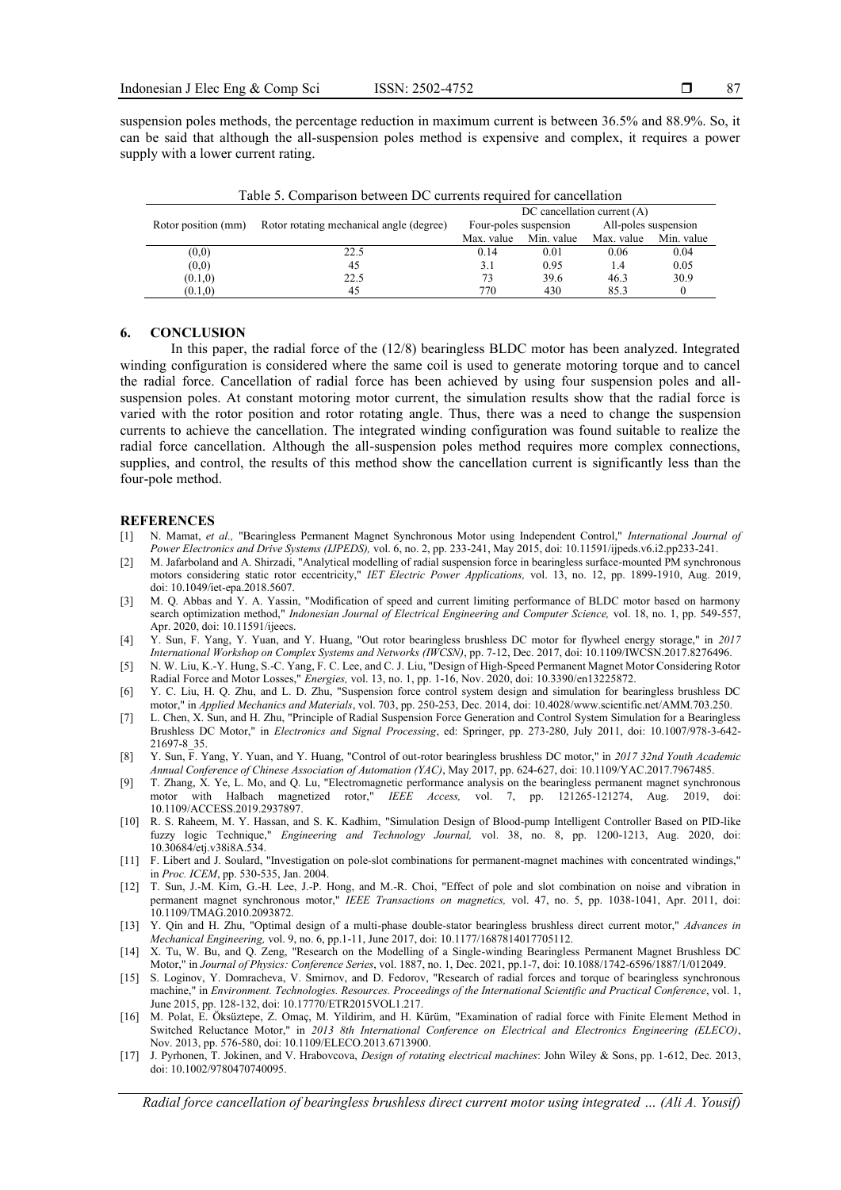suspension poles methods, the percentage reduction in maximum current is between 36.5% and 88.9%. So, it can be said that although the all-suspension poles method is expensive and complex, it requires a power supply with a lower current rating.

Table 5. Comparison between DC currents required for cancellation

| Rotor position (mm) | Rotor rotating mechanical angle (degree) | DC cancellation current (A) | | | |
|---|---|---|---|---|---|
| | | Four-poles suspension | | All-poles suspension | |
| | | Max. value | Min. value | Max. value | Min. value |
| (0,0) | 22.5 | 0.14 | 0.01 | 0.06 | 0.04 |
| (0,0) | 45 | 3.1 | 0.95 | 1.4 | 0.05 |
| (0.1,0) | 22.5 | 73 | 39.6 | 46.3 | 30.9 |
| (0.1,0) | 45 | 770 | 430 | 85.3 | 0 |

## 6. CONCLUSION

In this paper, the radial force of the (12/8) bearingless BLDC motor has been analyzed. Integrated winding configuration is considered where the same coil is used to generate motoring torque and to cancel the radial force. Cancellation of radial force has been achieved by using four suspension poles and all-suspension poles. At constant motoring motor current, the simulation results show that the radial force is varied with the rotor position and rotor rotating angle. Thus, there was a need to change the suspension currents to achieve the cancellation. The integrated winding configuration was found suitable to realize the radial force cancellation. Although the all-suspension poles method requires more complex connections, supplies, and control, the results of this method show the cancellation current is significantly less than the four-pole method.

## REFERENCES

[1] N. Mamat, *et al.,* "Bearingless Permanent Magnet Synchronous Motor using Independent Control," *International Journal of Power Electronics and Drive Systems (IJPEDS),* vol. 6, no. 2, pp. 233-241, May 2015, doi: 10.11591/ijpeds.v6.i2.pp233-241.

[2] M. Jafarboland and A. Shirzadi, "Analytical modelling of radial suspension force in bearingless surface-mounted PM synchronous motors considering static rotor eccentricity," *IET Electric Power Applications,* vol. 13, no. 12, pp. 1899-1910, Aug. 2019, doi: 10.1049/iet-epa.2018.5607.

[3] M. Q. Abbas and Y. A. Yassin, "Modification of speed and current limiting performance of BLDC motor based on harmony search optimization method," *Indonesian Journal of Electrical Engineering and Computer Science,* vol. 18, no. 1, pp. 549-557, Apr. 2020, doi: 10.11591/ijeecs.

[4] Y. Sun, F. Yang, Y. Yuan, and Y. Huang, "Out rotor bearingless brushless DC motor for flywheel energy storage," in *2017 International Workshop on Complex Systems and Networks (IWCSN)*, pp. 7-12, Dec. 2017, doi: 10.1109/IWCSN.2017.8276496.

[5] N. W. Liu, K.-Y. Hung, S.-C. Yang, F. C. Lee, and C. J. Liu, "Design of High-Speed Permanent Magnet Motor Considering Rotor Radial Force and Motor Losses," *Energies,* vol. 13, no. 1, pp. 1-16, Nov. 2020, doi: 10.3390/en13225872.

[6] Y. C. Liu, H. Q. Zhu, and L. D. Zhu, "Suspension force control system design and simulation for bearingless brushless DC motor," in *Applied Mechanics and Materials*, vol. 703, pp. 250-253, Dec. 2014, doi: 10.4028/www.scientific.net/AMM.703.250.

[7] L. Chen, X. Sun, and H. Zhu, "Principle of Radial Suspension Force Generation and Control System Simulation for a Bearingless Brushless DC Motor," in *Electronics and Signal Processing*, ed: Springer, pp. 273-280, July 2011, doi: 10.1007/978-3-642-21697-8_35.

[8] Y. Sun, F. Yang, Y. Yuan, and Y. Huang, "Control of out-rotor bearingless brushless DC motor," in *2017 32nd Youth Academic Annual Conference of Chinese Association of Automation (YAC)*, May 2017, pp. 624-627, doi: 10.1109/YAC.2017.7967485.

[9] T. Zhang, X. Ye, L. Mo, and Q. Lu, "Electromagnetic performance analysis on the bearingless permanent magnet synchronous motor with Halbach magnetized rotor," *IEEE Access,* vol. 7, pp. 121265-121274, Aug. 2019, doi: 10.1109/ACCESS.2019.2937897.

[10] R. S. Raheem, M. Y. Hassan, and S. K. Kadhim, "Simulation Design of Blood-pump Intelligent Controller Based on PID-like fuzzy logic Technique," *Engineering and Technology Journal,* vol. 38, no. 8, pp. 1200-1213, Aug. 2020, doi: 10.30684/etj.v38i8A.534.

[11] F. Libert and J. Soulard, "Investigation on pole-slot combinations for permanent-magnet machines with concentrated windings," in *Proc. ICEM*, pp. 530-535, Jan. 2004.

[12] T. Sun, J.-M. Kim, G.-H. Lee, J.-P. Hong, and M.-R. Choi, "Effect of pole and slot combination on noise and vibration in permanent magnet synchronous motor," *IEEE Transactions on magnetics,* vol. 47, no. 5, pp. 1038-1041, Apr. 2011, doi: 10.1109/TMAG.2010.2093872.

[13] Y. Qin and H. Zhu, "Optimal design of a multi-phase double-stator bearingless brushless direct current motor," *Advances in Mechanical Engineering,* vol. 9, no. 6, pp.1-11, June 2017, doi: 10.1177/1687814017705112.

[14] X. Tu, W. Bu, and Q. Zeng, "Research on the Modelling of a Single-winding Bearingless Permanent Magnet Brushless DC Motor," in *Journal of Physics: Conference Series*, vol. 1887, no. 1, Dec. 2021, pp.1-7, doi: 10.1088/1742-6596/1887/1/012049.

[15] S. Loginov, Y. Domracheva, V. Smirnov, and D. Fedorov, "Research of radial forces and torque of bearingless synchronous machine," in *Environment. Technologies. Resources. Proceedings of the International Scientific and Practical Conference*, vol. 1, June 2015, pp. 128-132, doi: 10.17770/ETR2015VOL1.217.

[16] M. Polat, E. Öksüztepe, Z. Omaç, M. Yildirim, and H. Kürüm, "Examination of radial force with Finite Element Method in Switched Reluctance Motor," in *2013 8th International Conference on Electrical and Electronics Engineering (ELECO)*, Nov. 2013, pp. 576-580, doi: 10.1109/ELECO.2013.6713900.

[17] J. Pyrhonen, T. Jokinen, and V. Hrabovcova, *Design of rotating electrical machines*: John Wiley & Sons, pp. 1-612, Dec. 2013, doi: 10.1002/9780470740095.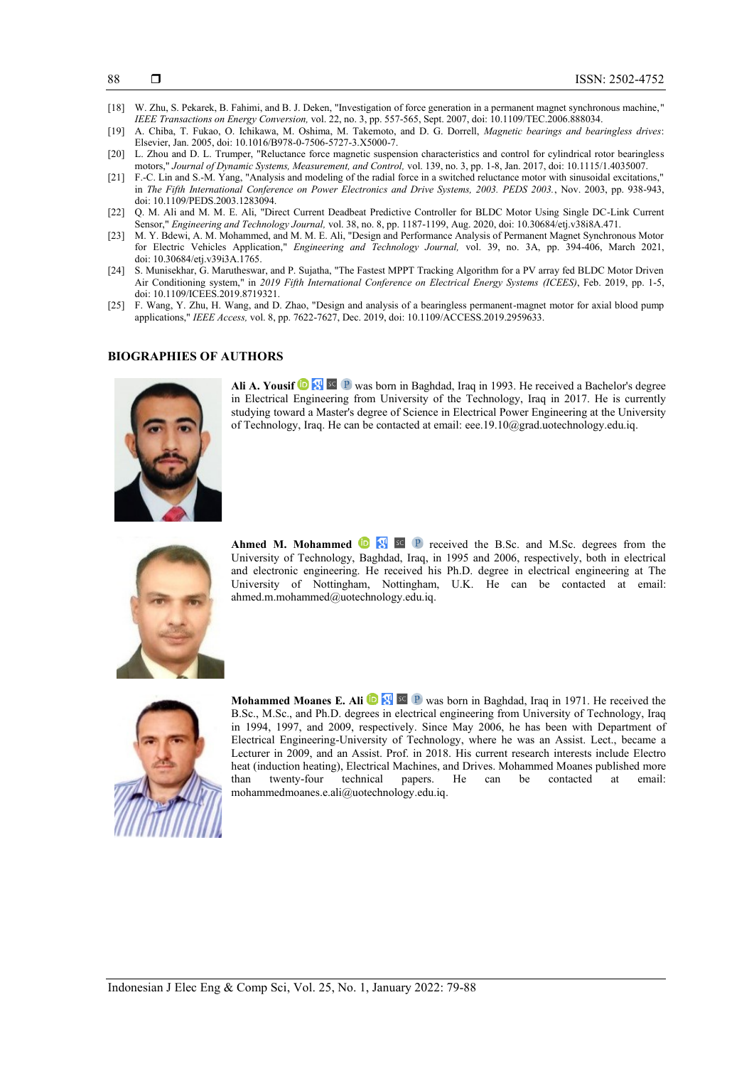[18] W. Zhu, S. Pekarek, B. Fahimi, and B. J. Deken, "Investigation of force generation in a permanent magnet synchronous machine," *IEEE Transactions on Energy Conversion,* vol. 22, no. 3, pp. 557-565, Sept. 2007, doi: 10.1109/TEC.2006.888034.

[19] A. Chiba, T. Fukao, O. Ichikawa, M. Oshima, M. Takemoto, and D. G. Dorrell, *Magnetic bearings and bearingless drives*: Elsevier, Jan. 2005, doi: 10.1016/B978-0-7506-5727-3.X5000-7.

[20] L. Zhou and D. L. Trumper, "Reluctance force magnetic suspension characteristics and control for cylindrical rotor bearingless motors," *Journal of Dynamic Systems, Measurement, and Control,* vol. 139, no. 3, pp. 1-8, Jan. 2017, doi: 10.1115/1.4035007.

[21] F.-C. Lin and S.-M. Yang, "Analysis and modeling of the radial force in a switched reluctance motor with sinusoidal excitations," in *The Fifth International Conference on Power Electronics and Drive Systems, 2003. PEDS 2003.*, Nov. 2003, pp. 938-943, doi: 10.1109/PEDS.2003.1283094.

[22] Q. M. Ali and M. M. E. Ali, "Direct Current Deadbeat Predictive Controller for BLDC Motor Using Single DC-Link Current Sensor," *Engineering and Technology Journal,* vol. 38, no. 8, pp. 1187-1199, Aug. 2020, doi: 10.30684/etj.v38i8A.471.

[23] M. Y. Bdewi, A. M. Mohammed, and M. M. E. Ali, "Design and Performance Analysis of Permanent Magnet Synchronous Motor for Electric Vehicles Application," *Engineering and Technology Journal,* vol. 39, no. 3A, pp. 394-406, March 2021, doi: 10.30684/etj.v39i3A.1765.

[24] S. Munisekhar, G. Marutheswar, and P. Sujatha, "The Fastest MPPT Tracking Algorithm for a PV array fed BLDC Motor Driven Air Conditioning system," in *2019 Fifth International Conference on Electrical Energy Systems (ICEES)*, Feb. 2019, pp. 1-5, doi: 10.1109/ICEES.2019.8719321.

[25] F. Wang, Y. Zhu, H. Wang, and D. Zhao, "Design and analysis of a bearingless permanent-magnet motor for axial blood pump applications," *IEEE Access,* vol. 8, pp. 7622-7627, Dec. 2019, doi: 10.1109/ACCESS.2019.2959633.

## BIOGRAPHIES OF AUTHORS

**Ali A. Yousif** was born in Baghdad, Iraq in 1993. He received a Bachelor's degree in Electrical Engineering from University of the Technology, Iraq in 2017. He is currently studying toward a Master's degree of Science in Electrical Power Engineering at the University of Technology, Iraq. He can be contacted at email: eee.19.10@grad.uotechnology.edu.iq.

**Ahmed M. Mohammed** received the B.Sc. and M.Sc. degrees from the University of Technology, Baghdad, Iraq, in 1995 and 2006, respectively, both in electrical and electronic engineering. He received his Ph.D. degree in electrical engineering at The University of Nottingham, Nottingham, U.K. He can be contacted at email: ahmed.m.mohammed@uotechnology.edu.iq.

**Mohammed Moanes E. Ali** was born in Baghdad, Iraq in 1971. He received the B.Sc., M.Sc., and Ph.D. degrees in electrical engineering from University of Technology, Iraq in 1994, 1997, and 2009, respectively. Since May 2006, he has been with Department of Electrical Engineering-University of Technology, where he was an Assist. Lect., became a Lecturer in 2009, and an Assist. Prof. in 2018. His current research interests include Electro heat (induction heating), Electrical Machines, and Drives. Mohammed Moanes published more than twenty-four technical papers. He can be contacted at email: mohammedmoanes.e.ali@uotechnology.edu.iq.